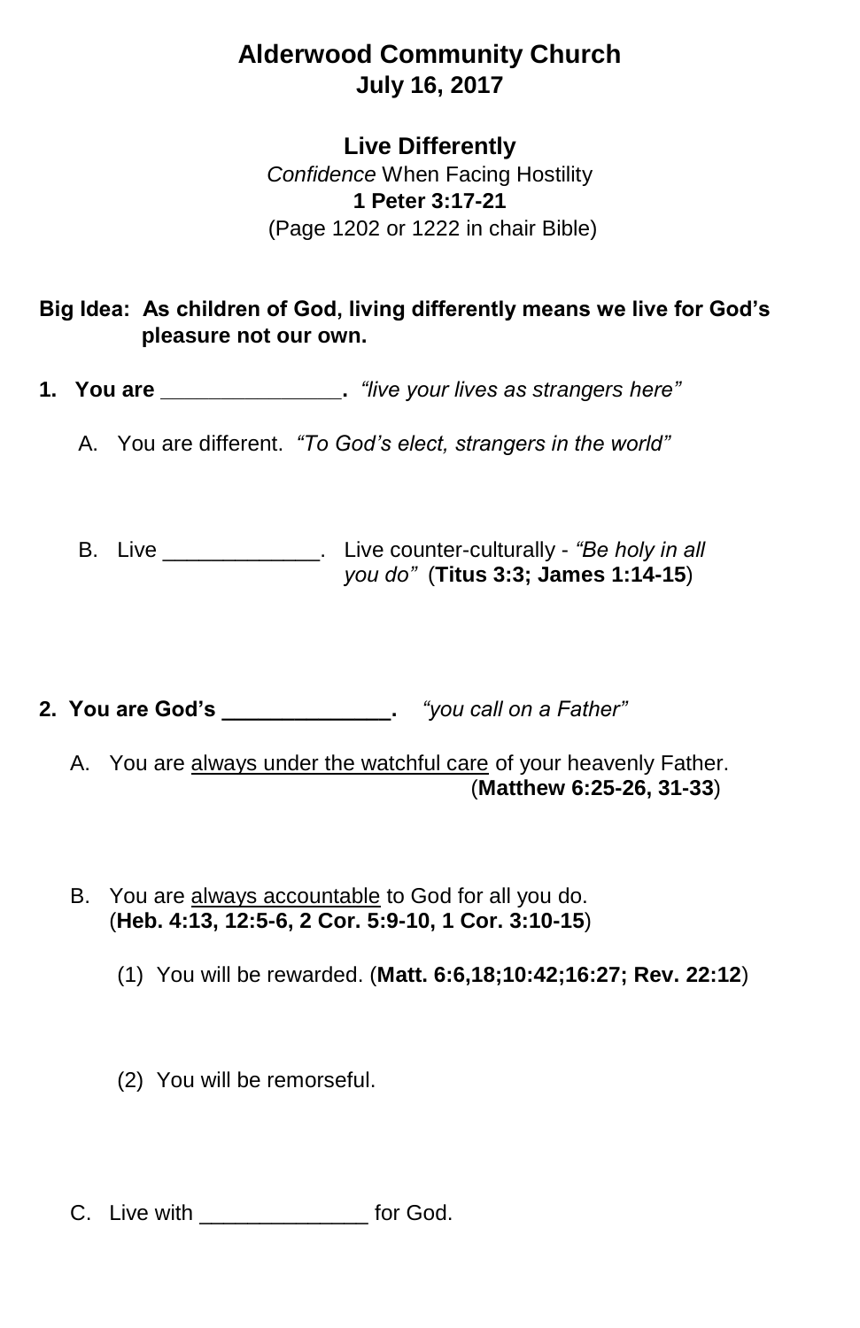# Alderwood Community Church

**July 16, 2017**

## Live Differently

*Confidence* When Facing Hostility

**1 Peter 3:17-21**

(Page 1202 or 1222 in chair Bible)

**Big Idea: As children of God, living differently means we live for God's pleasure not our own.**

**1. You are _______________.** *"live your lives as strangers here"*

A. You are different. *"To God's elect, strangers in the world"*

B. Live _____________. Live counter-culturally - *"Be holy in all you do"* (**Titus 3:3; James 1:14-15**)

**2. You are God's ______________.** *"you call on a Father"*

A. You are <u>always under the watchful care</u> of your heavenly Father. (**Matthew 6:25-26, 31-33**)

B. You are <u>always accountable</u> to God for all you do. (**Heb. 4:13, 12:5-6, 2 Cor. 5:9-10, 1 Cor. 3:10-15**)

(1) You will be rewarded. (**Matt. 6:6,18;10:42;16:27; Rev. 22:12**)

(2) You will be remorseful.

C. Live with ______________ for God.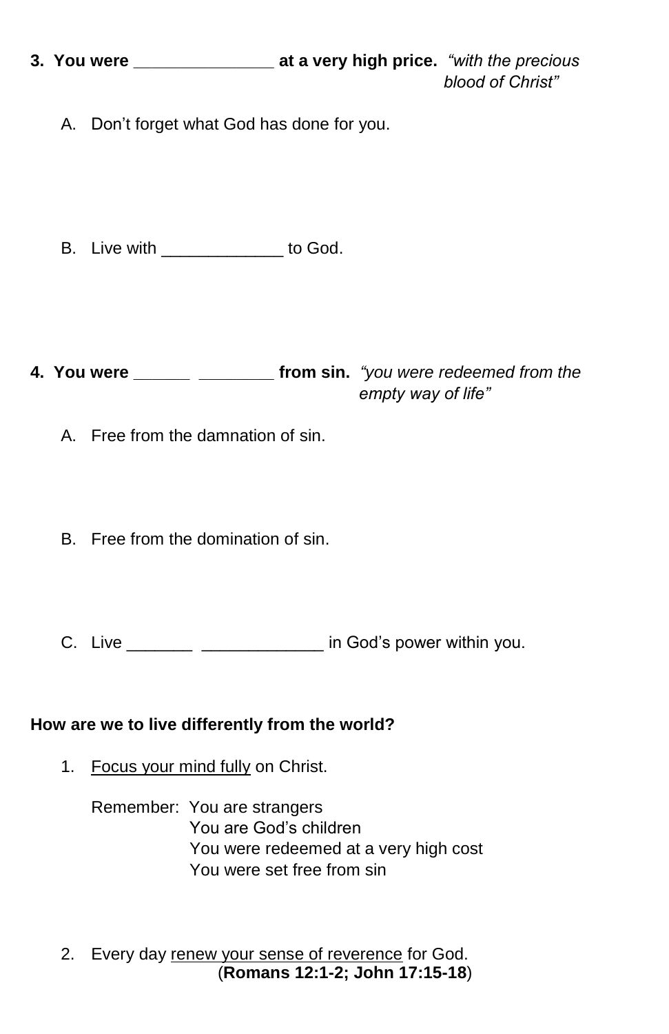**3. You were _______________ at a very high price.** *"with the precious blood of Christ"*

A. Don't forget what God has done for you.

B. Live with _____________ to God.

**4. You were ______ ________ from sin.** *"you were redeemed from the empty way of life"*

A. Free from the damnation of sin.

B. Free from the domination of sin.

C. Live _______ _____________ in God's power within you.

**How are we to live differently from the world?**

1. <u>Focus your mind fully</u> on Christ.

   Remember: You are strangers
   You are God's children
   You were redeemed at a very high cost
   You were set free from sin

2. Every day <u>renew your sense of reverence</u> for God.
   (**Romans 12:1-2; John 17:15-18**)